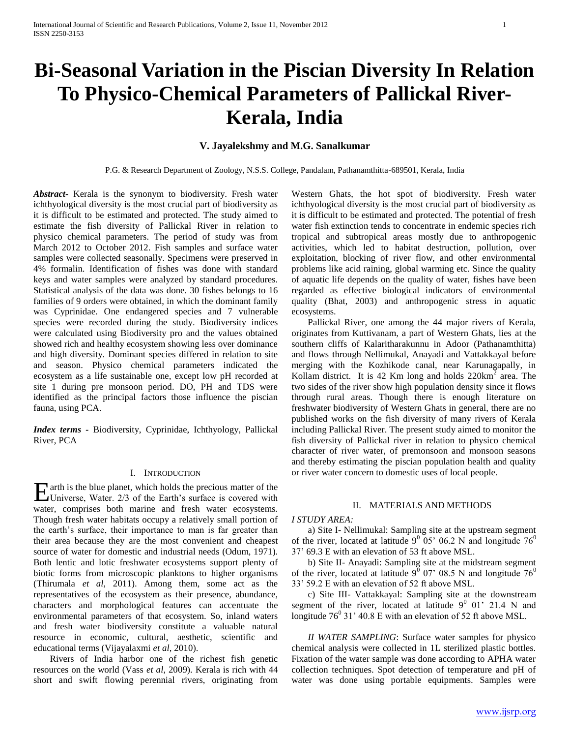# Bi-Seasonal Variation in the Piscian Diversity In Relation To Physico-Chemical Parameters of Pallickal River-Kerala, India

**V. Jayalekshmy and M.G. Sanalkumar**

P.G. & Research Department of Zoology, N.S.S. College, Pandalam, Pathanamthitta-689501, Kerala, India

***Abstract-*** Kerala is the synonym to biodiversity. Fresh water ichthyological diversity is the most crucial part of biodiversity as it is difficult to be estimated and protected. The study aimed to estimate the fish diversity of Pallickal River in relation to physico chemical parameters. The period of study was from March 2012 to October 2012. Fish samples and surface water samples were collected seasonally. Specimens were preserved in 4% formalin. Identification of fishes was done with standard keys and water samples were analyzed by standard procedures. Statistical analysis of the data was done. 30 fishes belongs to 16 families of 9 orders were obtained, in which the dominant family was Cyprinidae. One endangered species and 7 vulnerable species were recorded during the study. Biodiversity indices were calculated using Biodiversity pro and the values obtained showed rich and healthy ecosystem showing less over dominance and high diversity. Dominant species differed in relation to site and season. Physico chemical parameters indicated the ecosystem as a life sustainable one, except low pH recorded at site 1 during pre monsoon period. DO, PH and TDS were identified as the principal factors those influence the piscian fauna, using PCA.

***Index terms -*** Biodiversity, Cyprinidae, Ichthyology, Pallickal River, PCA

## I. Introduction

Earth is the blue planet, which holds the precious matter of the Universe, Water. 2/3 of the Earth's surface is covered with water, comprises both marine and fresh water ecosystems. Though fresh water habitats occupy a relatively small portion of the earth's surface, their importance to man is far greater than their area because they are the most convenient and cheapest source of water for domestic and industrial needs (Odum, 1971). Both lentic and lotic freshwater ecosystems support plenty of biotic forms from microscopic planktons to higher organisms (Thirumala *et al*, 2011). Among them, some act as the representatives of the ecosystem as their presence, abundance, characters and morphological features can accentuate the environmental parameters of that ecosystem. So, inland waters and fresh water biodiversity constitute a valuable natural resource in economic, cultural, aesthetic, scientific and educational terms (Vijayalaxmi *et al*, 2010).

Rivers of India harbor one of the richest fish genetic resources on the world (Vass *et al*, 2009). Kerala is rich with 44 short and swift flowing perennial rivers, originating from Western Ghats, the hot spot of biodiversity. Fresh water ichthyological diversity is the most crucial part of biodiversity as it is difficult to be estimated and protected. The potential of fresh water fish extinction tends to concentrate in endemic species rich tropical and subtropical areas mostly due to anthropogenic activities, which led to habitat destruction, pollution, over exploitation, blocking of river flow, and other environmental problems like acid raining, global warming etc. Since the quality of aquatic life depends on the quality of water, fishes have been regarded as effective biological indicators of environmental quality (Bhat, 2003) and anthropogenic stress in aquatic ecosystems.

Pallickal River, one among the 44 major rivers of Kerala, originates from Kuttivanam, a part of Western Ghats, lies at the southern cliffs of Kalaritharakunnu in Adoor (Pathanamthitta) and flows through Nellimukal, Anayadi and Vattakkayal before merging with the Kozhikode canal, near Karunagapally, in Kollam district. It is 42 Km long and holds $220km^2$ area. The two sides of the river show high population density since it flows through rural areas. Though there is enough literature on freshwater biodiversity of Western Ghats in general, there are no published works on the fish diversity of many rivers of Kerala including Pallickal River. The present study aimed to monitor the fish diversity of Pallickal river in relation to physico chemical character of river water, of premonsoon and monsoon seasons and thereby estimating the piscian population health and quality or river water concern to domestic uses of local people.

## II. Materials and Methods

*I STUDY AREA:*

a) Site I- Nellimukal: Sampling site at the upstream segment of the river, located at latitude $9^0$ 05' 06.2 N and longitude $76^0$ 37' 69.3 E with an elevation of 53 ft above MSL.

b) Site II- Anayadi: Sampling site at the midstream segment of the river, located at latitude $9^0$ 07' 08.5 N and longitude $76^0$ 33' 59.2 E with an elevation of 52 ft above MSL.

c) Site III- Vattakkayal: Sampling site at the downstream segment of the river, located at latitude $9^0$ 01' 21.4 N and longitude $76^0$ 31' 40.8 E with an elevation of 52 ft above MSL.

*II WATER SAMPLING*: Surface water samples for physico chemical analysis were collected in 1L sterilized plastic bottles. Fixation of the water sample was done according to APHA water collection techniques. Spot detection of temperature and pH of water was done using portable equipments. Samples were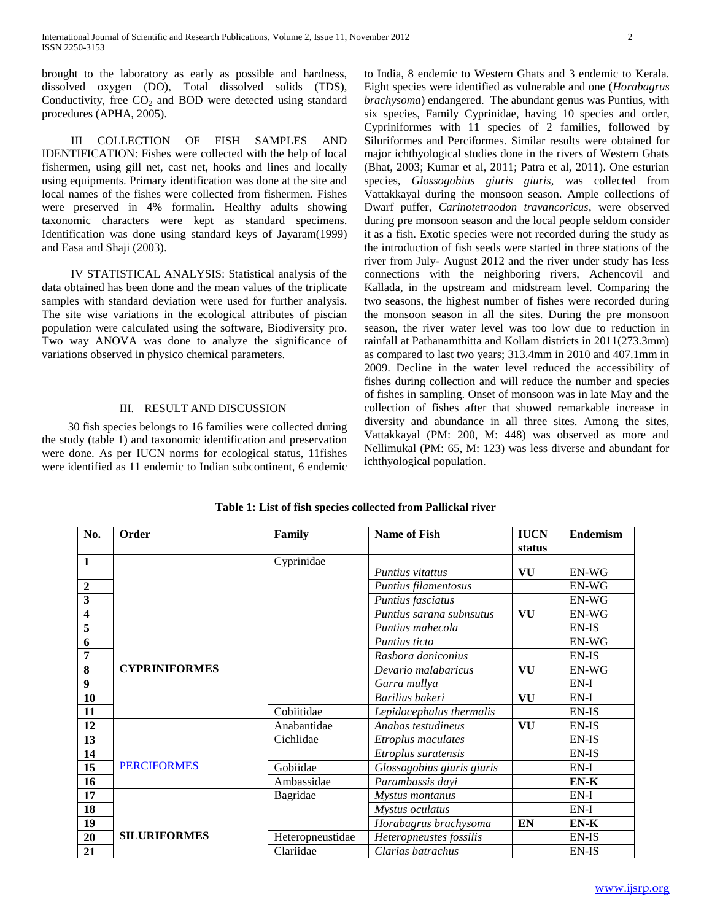brought to the laboratory as early as possible and hardness, dissolved oxygen (DO), Total dissolved solids (TDS), Conductivity, free $CO_2$ and BOD were detected using standard procedures (APHA, 2005).

III COLLECTION OF FISH SAMPLES AND IDENTIFICATION: Fishes were collected with the help of local fishermen, using gill net, cast net, hooks and lines and locally using equipments. Primary identification was done at the site and local names of the fishes were collected from fishermen. Fishes were preserved in 4% formalin. Healthy adults showing taxonomic characters were kept as standard specimens. Identification was done using standard keys of Jayaram(1999) and Easa and Shaji (2003).

IV STATISTICAL ANALYSIS: Statistical analysis of the data obtained has been done and the mean values of the triplicate samples with standard deviation were used for further analysis. The site wise variations in the ecological attributes of piscian population were calculated using the software, Biodiversity pro. Two way ANOVA was done to analyze the significance of variations observed in physico chemical parameters.

## III. RESULT AND DISCUSSION

30 fish species belongs to 16 families were collected during the study (table 1) and taxonomic identification and preservation were done. As per IUCN norms for ecological status, 11fishes were identified as 11 endemic to Indian subcontinent, 6 endemic to India, 8 endemic to Western Ghats and 3 endemic to Kerala. Eight species were identified as vulnerable and one (*Horabagrus brachysoma*) endangered. The abundant genus was Puntius, with six species, Family Cyprinidae, having 10 species and order, Cypriniformes with 11 species of 2 families, followed by Siluriformes and Perciformes. Similar results were obtained for major ichthyological studies done in the rivers of Western Ghats (Bhat, 2003; Kumar et al, 2011; Patra et al, 2011). One esturian species, *Glossogobius giuris giuris*, was collected from Vattakkayal during the monsoon season. Ample collections of Dwarf puffer, *Carinotetraodon travancoricus*, were observed during pre monsoon season and the local people seldom consider it as a fish. Exotic species were not recorded during the study as the introduction of fish seeds were started in three stations of the river from July- August 2012 and the river under study has less connections with the neighboring rivers, Achencovil and Kallada, in the upstream and midstream level. Comparing the two seasons, the highest number of fishes were recorded during the monsoon season in all the sites. During the pre monsoon season, the river water level was too low due to reduction in rainfall at Pathanamthitta and Kollam districts in 2011(273.3mm) as compared to last two years; 313.4mm in 2010 and 407.1mm in 2009. Decline in the water level reduced the accessibility of fishes during collection and will reduce the number and species of fishes in sampling. Onset of monsoon was in late May and the collection of fishes after that showed remarkable increase in diversity and abundance in all three sites. Among the sites, Vattakkayal (PM: 200, M: 448) was observed as more and Nellimukal (PM: 65, M: 123) was less diverse and abundant for ichthyological population.

**Table 1: List of fish species collected from Pallickal river**

| No. | Order | Family | Name of Fish | IUCN status | Endemism |
|---|---|---|---|---|---|
| 1 | CYPRINIFORMES | Cyprinidae | *Puntius vitattus* | **VU** | EN-WG |
| 2 | | | *Puntius filamentosus* | | EN-WG |
| 3 | | | *Puntius fasciatus* | | EN-WG |
| 4 | | | *Puntius sarana subnsutus* | **VU** | EN-WG |
| 5 | | | *Puntius mahecola* | | EN-IS |
| 6 | | | *Puntius ticto* | | EN-WG |
| 7 | | | *Rasbora daniconius* | | EN-IS |
| 8 | | | *Devario malabaricus* | **VU** | EN-WG |
| 9 | | | *Garra mullya* | | EN-I |
| 10 | | | *Barilius bakeri* | **VU** | EN-I |
| 11 | | Cobiitidae | *Lepidocephalus thermalis* | | EN-IS |
| 12 | PERCIFORMES | Anabantidae | *Anabas testudineus* | **VU** | EN-IS |
| 13 | | Cichlidae | *Etroplus maculates* | | EN-IS |
| 14 | | | *Etroplus suratensis* | | EN-IS |
| 15 | | Gobiidae | *Glossogobius giuris giuris* | | EN-I |
| 16 | | Ambassidae | *Parambassis dayi* | | **EN-K** |
| 17 | SILURIFORMES | Bagridae | *Mystus montanus* | | EN-I |
| 18 | | | *Mystus oculatus* | | EN-I |
| 19 | | | *Horabagrus brachysoma* | **EN** | **EN-K** |
| 20 | | Heteropneustidae | *Heteropneustes fossilis* | | EN-IS |
| 21 | | Clariidae | *Clarias batrachus* | | EN-IS |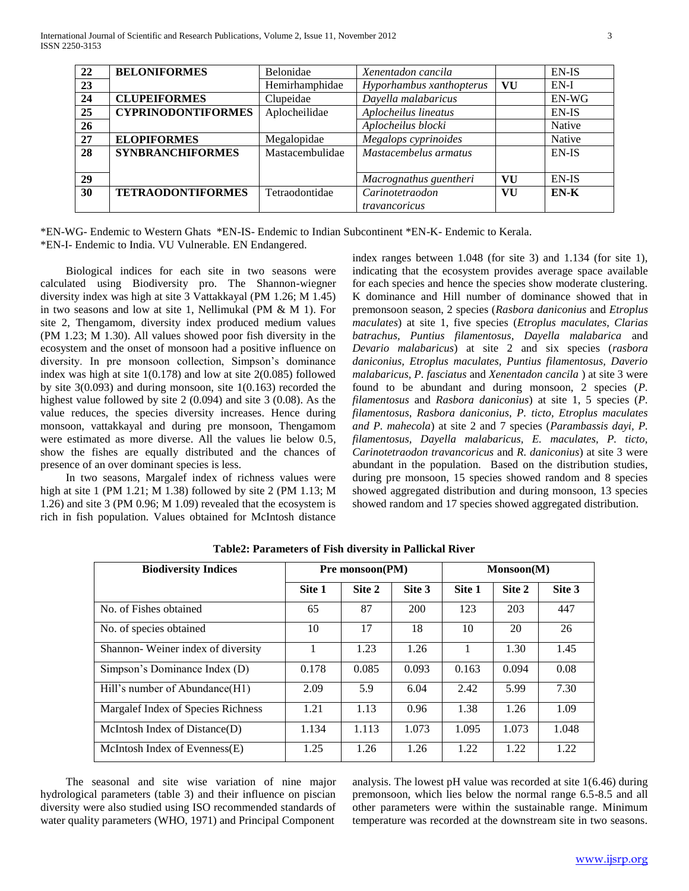| 22 | **BELONIFORMES** | Belonidae | *Xenentadon cancila* | | EN-IS |
|---|---|---|---|---|---|
| 23 | | Hemirhamphidae | *Hyporhambus xanthopterus* | **VU** | EN-I |
| 24 | **CLUPEIFORMES** | Clupeidae | *Dayella malabaricus* | | EN-WG |
| 25 | **CYPRINODONTIFORMES** | Aplocheilidae | *Aplocheilus lineatus* | | EN-IS |
| 26 | | | *Aplocheilus blocki* | | Native |
| 27 | **ELOPIFORMES** | Megalopidae | *Megalops cyprinoides* | | Native |
| 28 | **SYNBRANCHIFORMES** | Mastacembulidae | *Mastacembelus armatus* | | EN-IS |
| 29 | | | *Macrognathus guentheri* | **VU** | EN-IS |
| 30 | **TETRAODONTIFORMES** | Tetraodontidae | *Carinotetraodon travancoricus* | **VU** | **EN-K** |

*EN-WG- Endemic to Western Ghats *EN-IS- Endemic to Indian Subcontinent *EN-K- Endemic to Kerala.
*EN-I- Endemic to India. VU Vulnerable. EN Endangered.

Biological indices for each site in two seasons were calculated using Biodiversity pro. The Shannon-wiegner diversity index was high at site 3 Vattakkayal (PM 1.26; M 1.45) in two seasons and low at site 1, Nellimukal (PM & M 1). For site 2, Thengamom, diversity index produced medium values (PM 1.23; M 1.30). All values showed poor fish diversity in the ecosystem and the onset of monsoon had a positive influence on diversity. In pre monsoon collection, Simpson's dominance index was high at site 1(0.178) and low at site 2(0.085) followed by site 3(0.093) and during monsoon, site 1(0.163) recorded the highest value followed by site 2 (0.094) and site 3 (0.08). As the value reduces, the species diversity increases. Hence during monsoon, vattakkayal and during pre monsoon, Thengamom were estimated as more diverse. All the values lie below 0.5, show the fishes are equally distributed and the chances of presence of an over dominant species is less.

In two seasons, Margalef index of richness values were high at site 1 (PM 1.21; M 1.38) followed by site 2 (PM 1.13; M 1.26) and site 3 (PM 0.96; M 1.09) revealed that the ecosystem is rich in fish population. Values obtained for McIntosh distance index ranges between 1.048 (for site 3) and 1.134 (for site 1), indicating that the ecosystem provides average space available for each species and hence the species show moderate clustering. K dominance and Hill number of dominance showed that in premonsoon season, 2 species (*Rasbora daniconius* and *Etroplus maculates*) at site 1, five species (*Etroplus maculates, Clarias batrachus, Puntius filamentosus, Dayella malabarica* and *Devario malabaricus*) at site 2 and six species (*rasbora daniconius, Etroplus maculates, Puntius filamentosus, Daverio malabaricus, P. fasciatus* and *Xenentadon cancila* ) at site 3 were found to be abundant and during monsoon, 2 species (*P. filamentosus* and *Rasbora daniconius*) at site 1, 5 species (*P. filamentosus, Rasbora daniconius, P. ticto, Etroplus maculates and P. mahecola*) at site 2 and 7 species (*Parambassis dayi, P. filamentosus, Dayella malabaricus, E. maculates, P. ticto, Carinotetraodon travancoricus* and *R. daniconius*) at site 3 were abundant in the population. Based on the distribution studies, during pre monsoon, 15 species showed random and 8 species showed aggregated distribution and during monsoon, 13 species showed random and 17 species showed aggregated distribution.

**Table2: Parameters of Fish diversity in Pallickal River**

| Biodiversity Indices | Pre monsoon(PM) | | | Monsoon(M) | | |
|---|---|---|---|---|---|---|
| | Site 1 | Site 2 | Site 3 | Site 1 | Site 2 | Site 3 |
| No. of Fishes obtained | 65 | 87 | 200 | 123 | 203 | 447 |
| No. of species obtained | 10 | 17 | 18 | 10 | 20 | 26 |
| Shannon- Weiner index of diversity | 1 | 1.23 | 1.26 | 1 | 1.30 | 1.45 |
| Simpson's Dominance Index (D) | 0.178 | 0.085 | 0.093 | 0.163 | 0.094 | 0.08 |
| Hill's number of Abundance(H1) | 2.09 | 5.9 | 6.04 | 2.42 | 5.99 | 7.30 |
| Margalef Index of Species Richness | 1.21 | 1.13 | 0.96 | 1.38 | 1.26 | 1.09 |
| McIntosh Index of Distance(D) | 1.134 | 1.113 | 1.073 | 1.095 | 1.073 | 1.048 |
| McIntosh Index of Evenness(E) | 1.25 | 1.26 | 1.26 | 1.22 | 1.22 | 1.22 |

The seasonal and site wise variation of nine major hydrological parameters (table 3) and their influence on piscian diversity were also studied using ISO recommended standards of water quality parameters (WHO, 1971) and Principal Component analysis. The lowest pH value was recorded at site 1(6.46) during premonsoon, which lies below the normal range 6.5-8.5 and all other parameters were within the sustainable range. Minimum temperature was recorded at the downstream site in two seasons.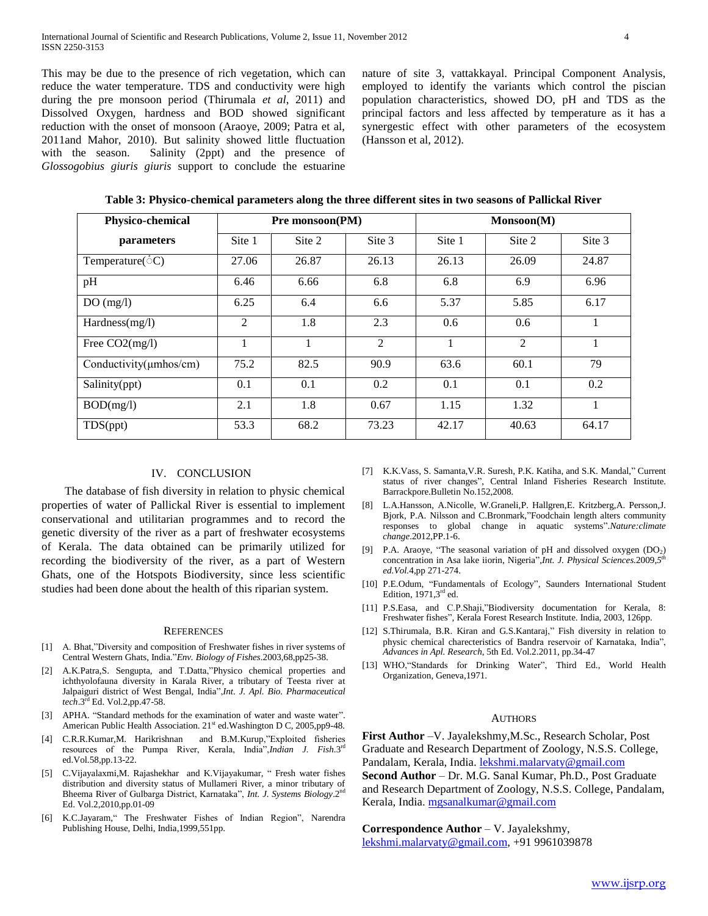This may be due to the presence of rich vegetation, which can reduce the water temperature. TDS and conductivity were high during the pre monsoon period (Thirumala *et al*, 2011) and Dissolved Oxygen, hardness and BOD showed significant reduction with the onset of monsoon (Araoye, 2009; Patra et al, 2011and Mahor, 2010). But salinity showed little fluctuation with the season. Salinity (2ppt) and the presence of *Glossogobius giuris giuris* support to conclude the estuarine nature of site 3, vattakkayal. Principal Component Analysis, employed to identify the variants which control the piscian population characteristics, showed DO, pH and TDS as the principal factors and less affected by temperature as it has a synergestic effect with other parameters of the ecosystem (Hansson et al, 2012).

**Table 3: Physico-chemical parameters along the three different sites in two seasons of Pallickal River**

| Physico-chemical parameters | Pre monsoon(PM) | | | Monsoon(M) | | |
|---|---|---|---|---|---|---|
| | Site 1 | Site 2 | Site 3 | Site 1 | Site 2 | Site 3 |
| Temperature(°C) | 27.06 | 26.87 | 26.13 | 26.13 | 26.09 | 24.87 |
| pH | 6.46 | 6.66 | 6.8 | 6.8 | 6.9 | 6.96 |
| DO (mg/l) | 6.25 | 6.4 | 6.6 | 5.37 | 5.85 | 6.17 |
| Hardness(mg/l) | 2 | 1.8 | 2.3 | 0.6 | 0.6 | 1 |
| Free $CO_2$(mg/l) | 1 | 1 | 2 | 1 | 2 | 1 |
| Conductivity(μmhos/cm) | 75.2 | 82.5 | 90.9 | 63.6 | 60.1 | 79 |
| Salinity(ppt) | 0.1 | 0.1 | 0.2 | 0.1 | 0.1 | 0.2 |
| BOD(mg/l) | 2.1 | 1.8 | 0.67 | 1.15 | 1.32 | 1 |
| TDS(ppt) | 53.3 | 68.2 | 73.23 | 42.17 | 40.63 | 64.17 |

## IV. CONCLUSION

The database of fish diversity in relation to physic chemical properties of water of Pallickal River is essential to implement conservational and utilitarian programmes and to record the genetic diversity of the river as a part of freshwater ecosystems of Kerala. The data obtained can be primarily utilized for recording the biodiversity of the river, as a part of Western Ghats, one of the Hotspots Biodiversity, since less scientific studies had been done about the health of this riparian system.

## REFERENCES

[1] A. Bhat,"Diversity and composition of Freshwater fishes in river systems of Central Western Ghats, India."*Env. Biology of Fishes*.2003,68,pp25-38.

[2] A.K.Patra,S. Sengupta, and T.Datta,"Physico chemical properties and ichthyolofauna diversity in Karala River, a tributary of Teesta river at Jalpaiguri district of West Bengal, India",*Int. J. Apl. Bio. Pharmaceutical tech*.3rd Ed. Vol.2,pp.47-58.

[3] APHA. "Standard methods for the examination of water and waste water". American Public Health Association. 21st ed.Washington D C, 2005,pp9-48.

[4] C.R.R.Kumar,M. Harikrishnan and B.M.Kurup,"Exploited fisheries resources of the Pumpa River, Kerala, India",*Indian J. Fish*.3rd ed.Vol.58,pp.13-22.

[5] C.Vijayalaxmi,M. Rajashekhar and K.Vijayakumar, " Fresh water fishes distribution and diversity status of Mullameri River, a minor tributary of Bheema River of Gulbarga District, Karnataka", *Int. J. Systems Biology*.2nd Ed. Vol.2,2010,pp.01-09

[6] K.C.Jayaram," The Freshwater Fishes of Indian Region", Narendra Publishing House, Delhi, India,1999,551pp.

[7] K.K.Vass, S. Samanta,V.R. Suresh, P.K. Katiha, and S.K. Mandal," Current status of river changes", Central Inland Fisheries Research Institute. Barrackpore.Bulletin No.152,2008.

[8] L.A.Hansson, A.Nicolle, W.Graneli,P. Hallgren,E. Kritzberg,A. Persson,J. Bjork, P.A. Nilsson and C.Bronmark,"Foodchain length alters community responses to global change in aquatic systems".*Nature:climate change*.2012,PP.1-6.

[9] P.A. Araoye, "The seasonal variation of pH and dissolved oxygen ($DO_2$) concentration in Asa lake iiorin, Nigeria",*Int. J. Physical Sciences*.2009,*5th ed.Vol*.4,pp 271-274.

[10] P.E.Odum, "Fundamentals of Ecology", Saunders International Student Edition, 1971,3rd ed.

[11] P.S.Easa, and C.P.Shaji,"Biodiversity documentation for Kerala, 8: Freshwater fishes", Kerala Forest Research Institute. India, 2003, 126pp.

[12] S.Thirumala, B.R. Kiran and G.S.Kantaraj," Fish diversity in relation to physic chemical charecteristics of Bandra reservoir of Karnataka, India", *Advances in Apl. Research*, 5th Ed. Vol.2.2011, pp.34-47

[13] WHO,"Standards for Drinking Water", Third Ed., World Health Organization, Geneva,1971.

## AUTHORS

**First Author** –V. Jayalekshmy,M.Sc., Research Scholar, Post Graduate and Research Department of Zoology, N.S.S. College, Pandalam, Kerala, India. lekshmi.malarvaty@gmail.com

**Second Author** – Dr. M.G. Sanal Kumar, Ph.D., Post Graduate and Research Department of Zoology, N.S.S. College, Pandalam, Kerala, India. mgsanalkumar@gmail.com

**Correspondence Author** – V. Jayalekshmy, lekshmi.malarvaty@gmail.com, +91 9961039878